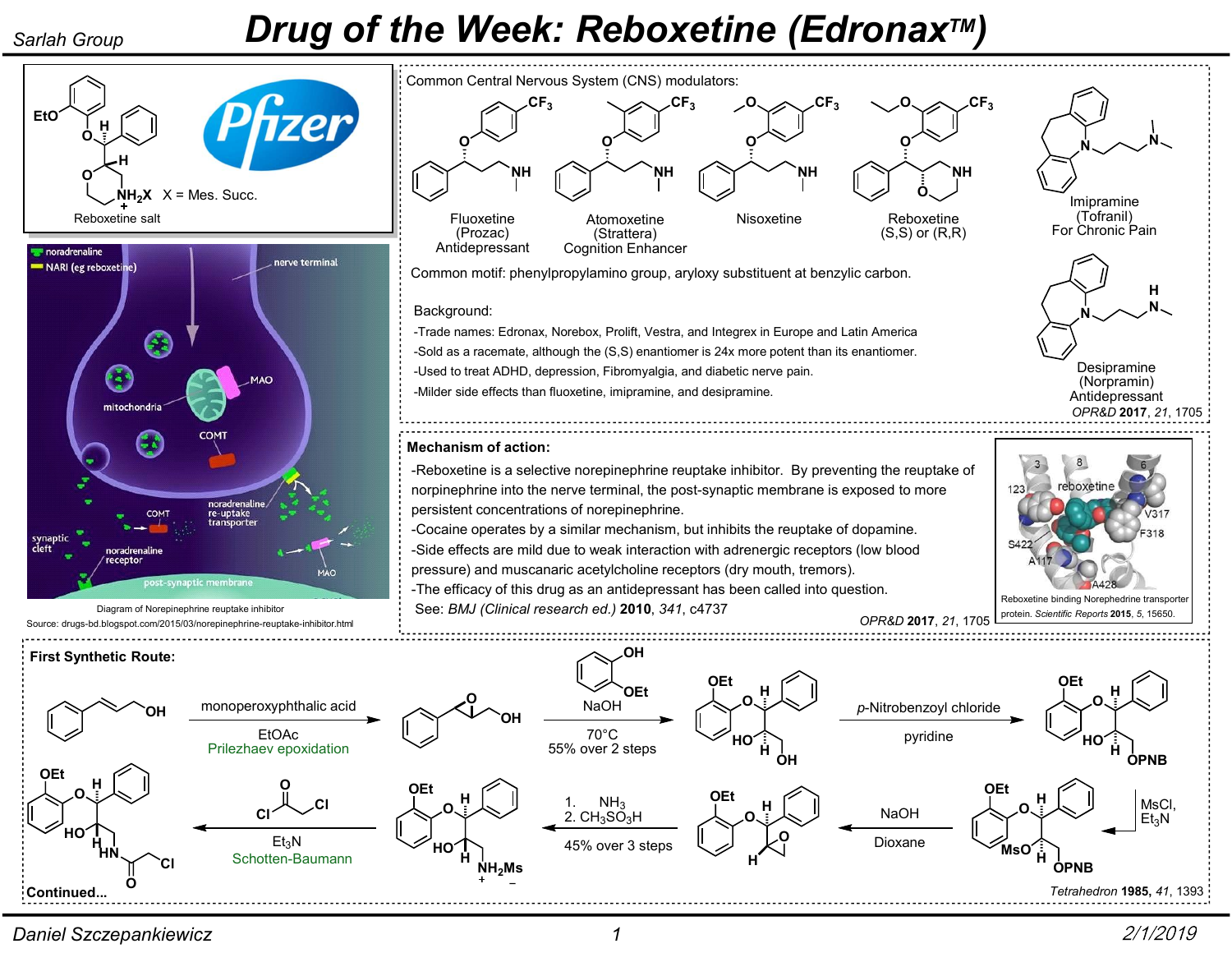# Drug of the Week: Reboxetine (Edronax™)

Reboxetine salt

X = Mes. Succ.

Diagram of Norepinephrine reuptake inhibitor

Source: drugs-bd.blogspot.com/2015/03/norepinephrine-reuptake-inhibitor.html

Common Central Nervous System (CNS) modulators:

Fluoxetine (Prozac) Antidepressant

Atomoxetine (Strattera) Cognition Enhancer

Nisoxetine

Reboxetine (S,S) or (R,R)

Imipramine (Tofranil) For Chronic Pain

Desipramine (Norpramin) Antidepressant

Common motif: phenylpropylamino group, aryloxy substituent at benzylic carbon.

Background:

- Trade names: Edronax, Norebox, Prolift, Vestra, and Integrex in Europe and Latin America
- Sold as a racemate, although the (S,S) enantiomer is 24x more potent than its enantiomer.
- Used to treat ADHD, depression, Fibromyalgia, and diabetic nerve pain.
- Milder side effects than fluoxetine, imipramine, and desipramine.

*OPR&D* **2017**, *21*, 1705

**Mechanism of action:**

- Reboxetine is a selective norepinephrine reuptake inhibitor. By preventing the reuptake of norepinephrine into the nerve terminal, the post-synaptic membrane is exposed to more persistent concentrations of norepinephrine.
- Cocaine operates by a similar mechanism, but inhibits the reuptake of dopamine.
- Side effects are mild due to weak interaction with adrenergic receptors (low blood pressure) and muscanaric acetylcholine receptors (dry mouth, tremors).
- The efficacy of this drug as an antidepressant has been called into question.

See: *BMJ (Clinical research ed.)* **2010**, *341*, c4737

*OPR&D* **2017**, *21*, 1705

Reboxetine binding Norephedrine transporter protein. *Scientific Reports* **2015**, *5*, 15650.

**First Synthetic Route:**

- monoperoxyphthalic acid, EtOAc (Prilezhaev epoxidation)
- 2-ethoxyphenol, NaOH, 70°C, 55% over 2 steps
- *p*-Nitrobenzoyl chloride, pyridine
- $MsCl$, $Et_3N$
- NaOH, Dioxane
- 1. $NH_3$ 2. $CH_3SO_3H$, 45% over 3 steps
- chloroacetyl chloride, $Et_3N$ (Schotten-Baumann)

Continued...

*Tetrahedron* **1985**, *41*, 1393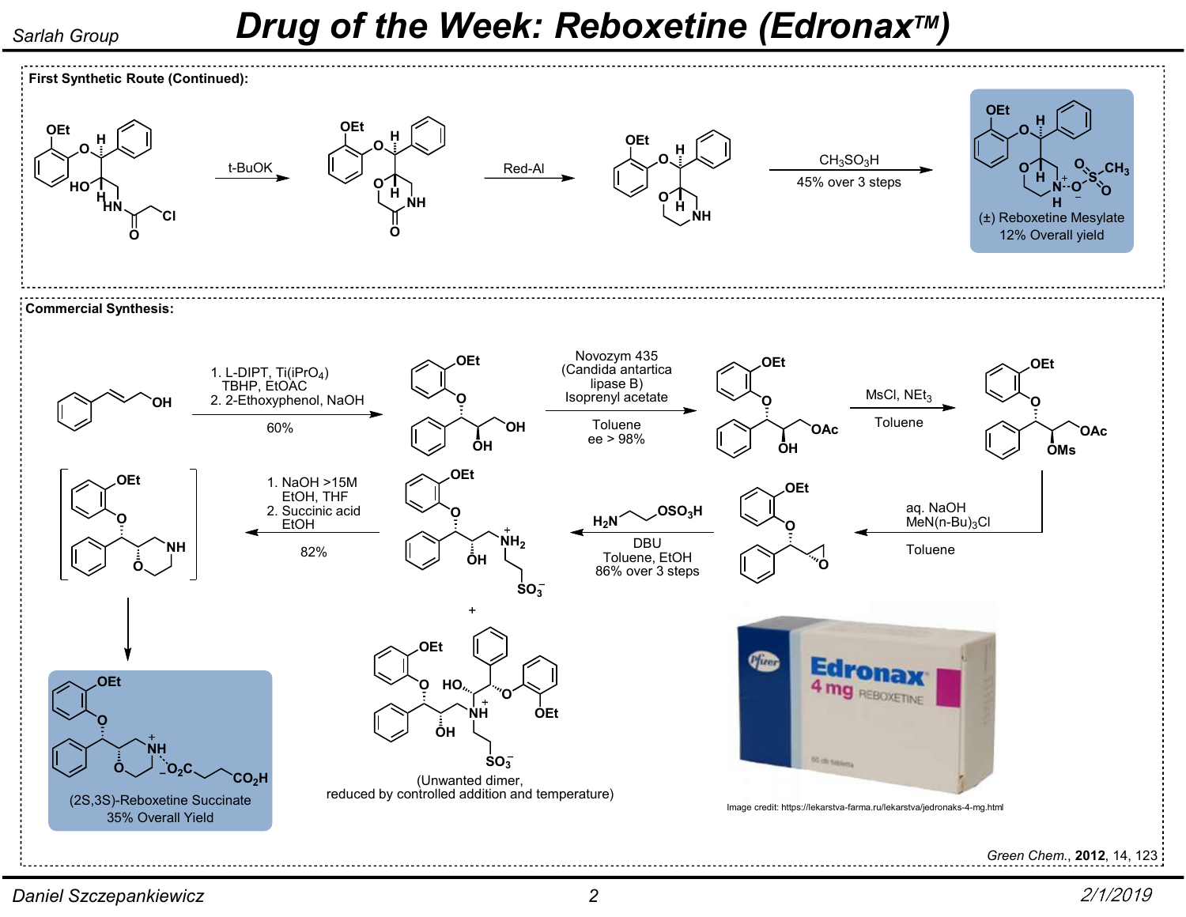# Drug of the Week: Reboxetine (Edronax™)

Sarlah Group

**First Synthetic Route (Continued):**

t-BuOK

Red-Al

$CH_3SO_3H$

45% over 3 steps

(±) Reboxetine Mesylate
12% Overall yield

**Commercial Synthesis:**

1. L-DIPT, Ti(iPrO$_4$)
TBHP, EtOAC
2. 2-Ethoxyphenol, NaOH

60%

Novozym 435
(Candida antartica
lipase B)
Isoprenyl acetate

Toluene
ee > 98%

MsCl, $NEt_3$

Toluene

aq. NaOH
$MeN(n\text{-}Bu)_3Cl$

Toluene

$H_2N$–$OSO_3H$

DBU
Toluene, EtOH
86% over 3 steps

1. NaOH >15M
EtOH, THF
2. Succinic acid
EtOH

82%

(Unwanted dimer,
reduced by controlled addition and temperature)

(2S,3S)-Reboxetine Succinate
35% Overall Yield

Image credit: https://lekarstva-farma.ru/lekarstva/jedronaks-4-mg.html

*Green Chem.*, **2012**, 14, 123

Daniel Szczepankiewicz 2/1/2019